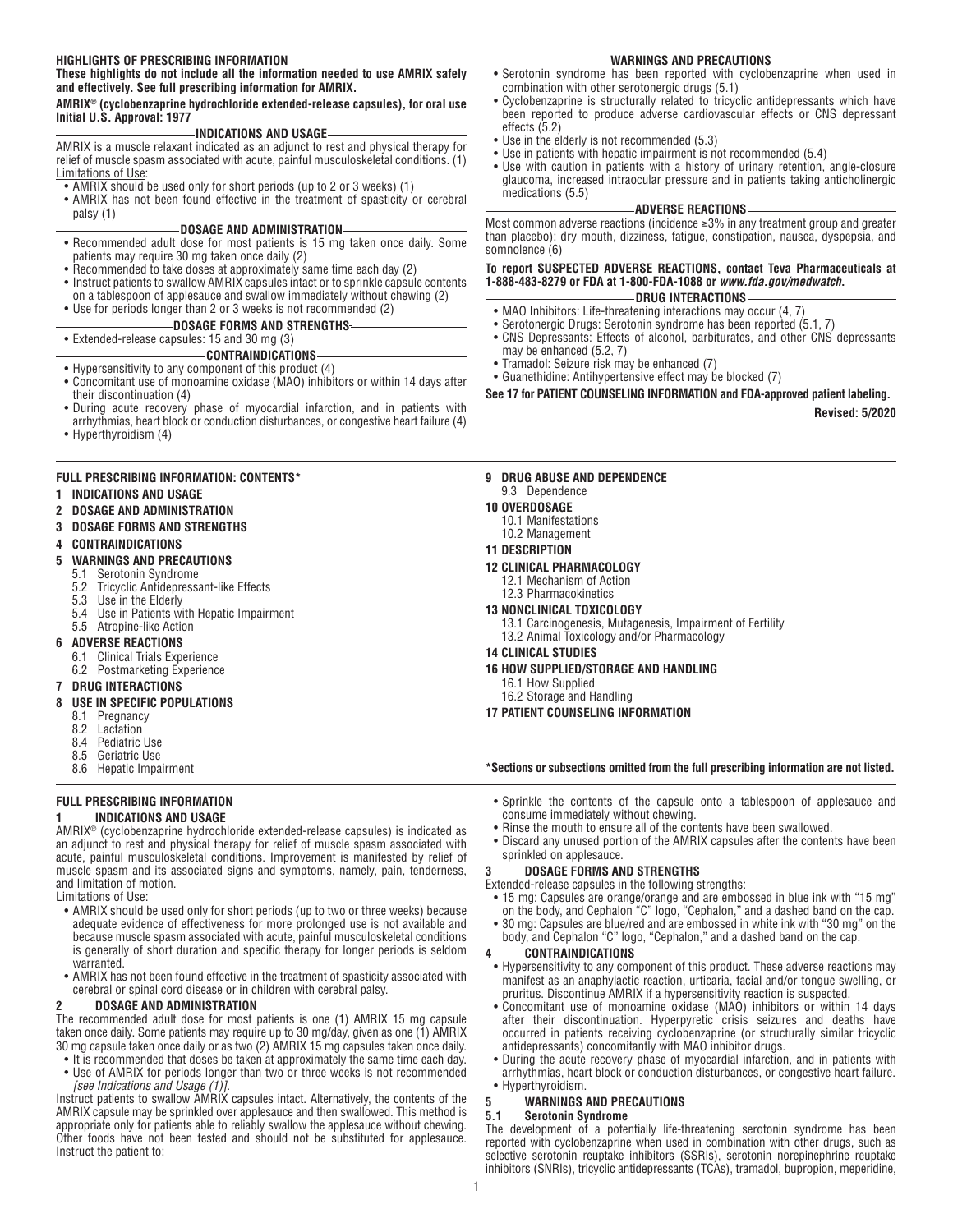**HIGHLIGHTS OF PRESCRIBING INFORMATION**

**These highlights do not include all the information needed to use AMRIX safely and effectively. See full prescribing information for AMRIX.**

**AMRIX® (cyclobenzaprine hydrochloride extended-release capsules), for oral use**
**Initial U.S. Approval: 1977**

**INDICATIONS AND USAGE**

AMRIX is a muscle relaxant indicated as an adjunct to rest and physical therapy for relief of muscle spasm associated with acute, painful musculoskeletal conditions. (1)

Limitations of Use:

- AMRIX should be used only for short periods (up to 2 or 3 weeks) (1)
- AMRIX has not been found effective in the treatment of spasticity or cerebral palsy (1)

**DOSAGE AND ADMINISTRATION**

- Recommended adult dose for most patients is 15 mg taken once daily. Some patients may require 30 mg taken once daily (2)
- Recommended to take doses at approximately same time each day (2)
- Instruct patients to swallow AMRIX capsules intact or to sprinkle capsule contents on a tablespoon of applesauce and swallow immediately without chewing (2)
- Use for periods longer than 2 or 3 weeks is not recommended (2)

**DOSAGE FORMS AND STRENGTHS**

- Extended-release capsules: 15 and 30 mg (3)

**CONTRAINDICATIONS**

- Hypersensitivity to any component of this product (4)
- Concomitant use of monoamine oxidase (MAO) inhibitors or within 14 days after their discontinuation (4)
- During acute recovery phase of myocardial infarction, and in patients with arrhythmias, heart block or conduction disturbances, or congestive heart failure (4)
- Hyperthyroidism (4)

**WARNINGS AND PRECAUTIONS**

- Serotonin syndrome has been reported with cyclobenzaprine when used in combination with other serotonergic drugs (5.1)
- Cyclobenzaprine is structurally related to tricyclic antidepressants which have been reported to produce adverse cardiovascular effects or CNS depressant effects (5.2)
- Use in the elderly is not recommended (5.3)
- Use in patients with hepatic impairment is not recommended (5.4)
- Use with caution in patients with a history of urinary retention, angle-closure glaucoma, increased intraocular pressure and in patients taking anticholinergic medications (5.5)

**ADVERSE REACTIONS**

Most common adverse reactions (incidence ≥3% in any treatment group and greater than placebo): dry mouth, dizziness, fatigue, constipation, nausea, dyspepsia, and somnolence (6)

**To report SUSPECTED ADVERSE REACTIONS, contact Teva Pharmaceuticals at 1-888-483-8279 or FDA at 1-800-FDA-1088 or *www.fda.gov/medwatch*.**

**DRUG INTERACTIONS**

- MAO Inhibitors: Life-threatening interactions may occur (4, 7)
- Serotonergic Drugs: Serotonin syndrome has been reported (5.1, 7)
- CNS Depressants: Effects of alcohol, barbiturates, and other CNS depressants may be enhanced (5.2, 7)
- Tramadol: Seizure risk may be enhanced (7)
- Guanethidine: Antihypertensive effect may be blocked (7)

**See 17 for PATIENT COUNSELING INFORMATION and FDA-approved patient labeling.**

**Revised: 5/2020**

**FULL PRESCRIBING INFORMATION: CONTENTS***

**1 INDICATIONS AND USAGE**
**2 DOSAGE AND ADMINISTRATION**
**3 DOSAGE FORMS AND STRENGTHS**
**4 CONTRAINDICATIONS**
**5 WARNINGS AND PRECAUTIONS**
- 5.1 Serotonin Syndrome
- 5.2 Tricyclic Antidepressant-like Effects
- 5.3 Use in the Elderly
- 5.4 Use in Patients with Hepatic Impairment
- 5.5 Atropine-like Action

**6 ADVERSE REACTIONS**
- 6.1 Clinical Trials Experience
- 6.2 Postmarketing Experience

**7 DRUG INTERACTIONS**
**8 USE IN SPECIFIC POPULATIONS**
- 8.1 Pregnancy
- 8.2 Lactation
- 8.4 Pediatric Use
- 8.5 Geriatric Use
- 8.6 Hepatic Impairment

**9 DRUG ABUSE AND DEPENDENCE**
- 9.3 Dependence

**10 OVERDOSAGE**
- 10.1 Manifestations
- 10.2 Management

**11 DESCRIPTION**
**12 CLINICAL PHARMACOLOGY**
- 12.1 Mechanism of Action
- 12.3 Pharmacokinetics

**13 NONCLINICAL TOXICOLOGY**
- 13.1 Carcinogenesis, Mutagenesis, Impairment of Fertility
- 13.2 Animal Toxicology and/or Pharmacology

**14 CLINICAL STUDIES**
**16 HOW SUPPLIED/STORAGE AND HANDLING**
- 16.1 How Supplied
- 16.2 Storage and Handling

**17 PATIENT COUNSELING INFORMATION**

***Sections or subsections omitted from the full prescribing information are not listed.**

## FULL PRESCRIBING INFORMATION

### 1 INDICATIONS AND USAGE

AMRIX® (cyclobenzaprine hydrochloride extended-release capsules) is indicated as an adjunct to rest and physical therapy for relief of muscle spasm associated with acute, painful musculoskeletal conditions. Improvement is manifested by relief of muscle spasm and its associated signs and symptoms, namely, pain, tenderness, and limitation of motion.

Limitations of Use:

- AMRIX should be used only for short periods (up to two or three weeks) because adequate evidence of effectiveness for more prolonged use is not available and because muscle spasm associated with acute, painful musculoskeletal conditions is generally of short duration and specific therapy for longer periods is seldom warranted.
- AMRIX has not been found effective in the treatment of spasticity associated with cerebral or spinal cord disease or in children with cerebral palsy.

### 2 DOSAGE AND ADMINISTRATION

The recommended adult dose for most patients is one (1) AMRIX 15 mg capsule taken once daily. Some patients may require up to 30 mg/day, given as one (1) AMRIX 30 mg capsule taken once daily or as two (2) AMRIX 15 mg capsules taken once daily.

- It is recommended that doses be taken at approximately the same time each day.
- Use of AMRIX for periods longer than two or three weeks is not recommended *[see Indications and Usage (1)]*.

Instruct patients to swallow AMRIX capsules intact. Alternatively, the contents of the AMRIX capsule may be sprinkled over applesauce and then swallowed. This method is appropriate only for patients able to reliably swallow the applesauce without chewing. Other foods have not been tested and should not be substituted for applesauce. Instruct the patient to:

- Sprinkle the contents of the capsule onto a tablespoon of applesauce and consume immediately without chewing.
- Rinse the mouth to ensure all of the contents have been swallowed.
- Discard any unused portion of the AMRIX capsules after the contents have been sprinkled on applesauce.

### 3 DOSAGE FORMS AND STRENGTHS

Extended-release capsules in the following strengths:

- 15 mg: Capsules are orange/orange and are embossed in blue ink with "15 mg" on the body, and Cephalon "C" logo, "Cephalon," and a dashed band on the cap.
- 30 mg: Capsules are blue/red and are embossed in white ink with "30 mg" on the body, and Cephalon "C" logo, "Cephalon," and a dashed band on the cap.

### 4 CONTRAINDICATIONS

- Hypersensitivity to any component of this product. These adverse reactions may manifest as an anaphylactic reaction, urticaria, facial and/or tongue swelling, or pruritus. Discontinue AMRIX if a hypersensitivity reaction is suspected.
- Concomitant use of monoamine oxidase (MAO) inhibitors or within 14 days after their discontinuation. Hyperpyretic crisis seizures and deaths have occurred in patients receiving cyclobenzaprine (or structurally similar tricyclic antidepressants) concomitantly with MAO inhibitor drugs.
- During the acute recovery phase of myocardial infarction, and in patients with arrhythmias, heart block or conduction disturbances, or congestive heart failure.
- Hyperthyroidism.

### 5 WARNINGS AND PRECAUTIONS

#### 5.1 Serotonin Syndrome

The development of a potentially life-threatening serotonin syndrome has been reported with cyclobenzaprine when used in combination with other drugs, such as selective serotonin reuptake inhibitors (SSRIs), serotonin norepinephrine reuptake inhibitors (SNRIs), tricyclic antidepressants (TCAs), tramadol, bupropion, meperidine,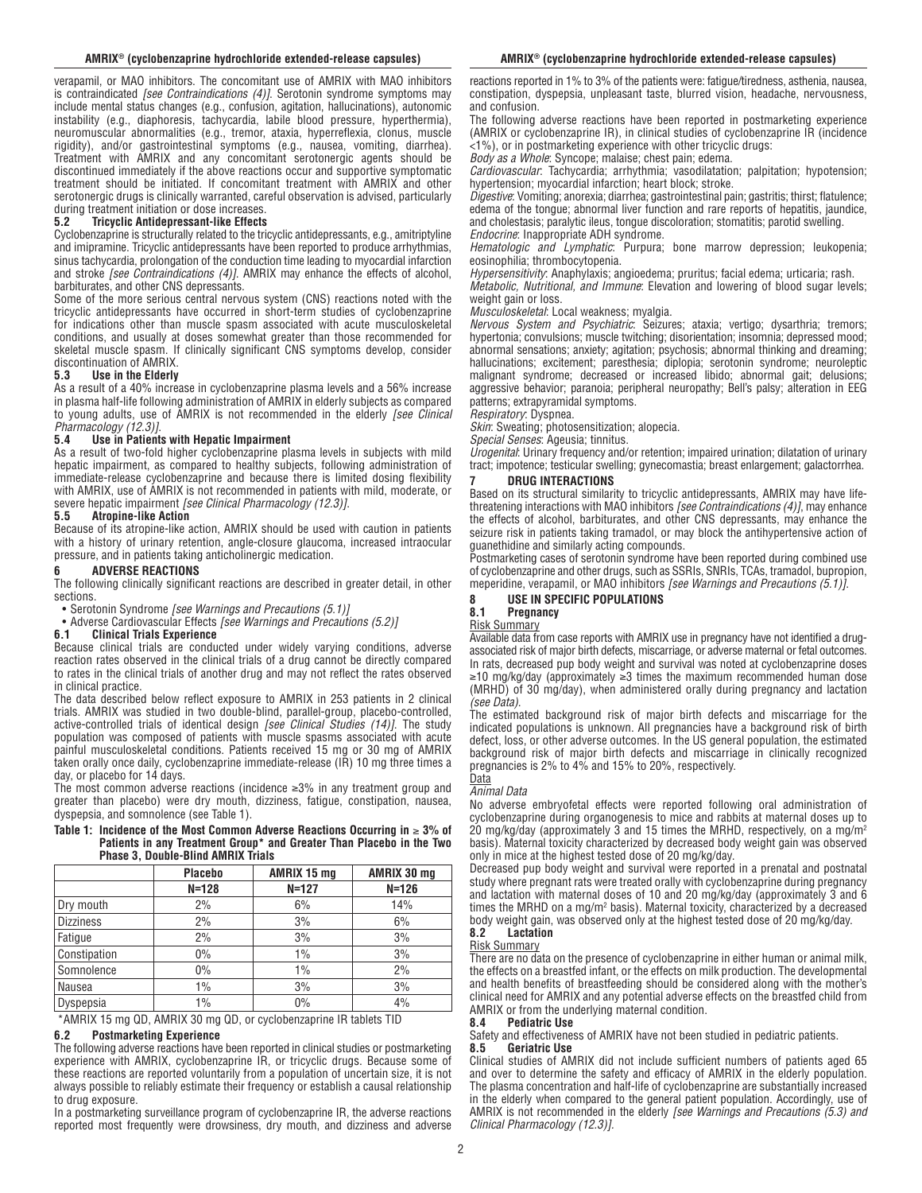verapamil, or MAO inhibitors. The concomitant use of AMRIX with MAO inhibitors is contraindicated *[see Contraindications (4)]*. Serotonin syndrome symptoms may include mental status changes (e.g., confusion, agitation, hallucinations), autonomic instability (e.g., diaphoresis, tachycardia, labile blood pressure, hyperthermia), neuromuscular abnormalities (e.g., tremor, ataxia, hyperreflexia, clonus, muscle rigidity), and/or gastrointestinal symptoms (e.g., nausea, vomiting, diarrhea). Treatment with AMRIX and any concomitant serotonergic agents should be discontinued immediately if the above reactions occur and supportive symptomatic treatment should be initiated. If concomitant treatment with AMRIX and other serotonergic drugs is clinically warranted, careful observation is advised, particularly during treatment initiation or dose increases.

### 5.2 Tricyclic Antidepressant-like Effects

Cyclobenzaprine is structurally related to the tricyclic antidepressants, e.g., amitriptyline and imipramine. Tricyclic antidepressants have been reported to produce arrhythmias, sinus tachycardia, prolongation of the conduction time leading to myocardial infarction and stroke *[see Contraindications (4)]*. AMRIX may enhance the effects of alcohol, barbiturates, and other CNS depressants.

Some of the more serious central nervous system (CNS) reactions noted with the tricyclic antidepressants have occurred in short-term studies of cyclobenzaprine for indications other than muscle spasm associated with acute musculoskeletal conditions, and usually at doses somewhat greater than those recommended for skeletal muscle spasm. If clinically significant CNS symptoms develop, consider discontinuation of AMRIX.

### 5.3 Use in the Elderly

As a result of a 40% increase in cyclobenzaprine plasma levels and a 56% increase in plasma half-life following administration of AMRIX in elderly subjects as compared to young adults, use of AMRIX is not recommended in the elderly *[see Clinical Pharmacology (12.3)]*.

### 5.4 Use in Patients with Hepatic Impairment

As a result of two-fold higher cyclobenzaprine plasma levels in subjects with mild hepatic impairment, as compared to healthy subjects, following administration of immediate-release cyclobenzaprine and because there is limited dosing flexibility with AMRIX, use of AMRIX is not recommended in patients with mild, moderate, or severe hepatic impairment *[see Clinical Pharmacology (12.3)]*.

### 5.5 Atropine-like Action

Because of its atropine-like action, AMRIX should be used with caution in patients with a history of urinary retention, angle-closure glaucoma, increased intraocular pressure, and in patients taking anticholinergic medication.

## 6 ADVERSE REACTIONS

The following clinically significant reactions are described in greater detail, in other sections.

- Serotonin Syndrome *[see Warnings and Precautions (5.1)]*
- Adverse Cardiovascular Effects *[see Warnings and Precautions (5.2)]*

### 6.1 Clinical Trials Experience

Because clinical trials are conducted under widely varying conditions, adverse reaction rates observed in the clinical trials of a drug cannot be directly compared to rates in the clinical trials of another drug and may not reflect the rates observed in clinical practice.

The data described below reflect exposure to AMRIX in 253 patients in 2 clinical trials. AMRIX was studied in two double-blind, parallel-group, placebo-controlled, active-controlled trials of identical design *[see Clinical Studies (14)]*. The study population was composed of patients with muscle spasms associated with acute painful musculoskeletal conditions. Patients received 15 mg or 30 mg of AMRIX taken orally once daily, cyclobenzaprine immediate-release (IR) 10 mg three times a day, or placebo for 14 days.

The most common adverse reactions (incidence ≥3% in any treatment group and greater than placebo) were dry mouth, dizziness, fatigue, constipation, nausea, dyspepsia, and somnolence (see Table 1).

**Table 1: Incidence of the Most Common Adverse Reactions Occurring in ≥ 3% of Patients in any Treatment Group\* and Greater Than Placebo in the Two Phase 3, Double-Blind AMRIX Trials**

| | Placebo N=128 | AMRIX 15 mg N=127 | AMRIX 30 mg N=126 |
|---|---|---|---|
| Dry mouth | 2% | 6% | 14% |
| Dizziness | 2% | 3% | 6% |
| Fatigue | 2% | 3% | 3% |
| Constipation | 0% | 1% | 3% |
| Somnolence | 0% | 1% | 2% |
| Nausea | 1% | 3% | 3% |
| Dyspepsia | 1% | 0% | 4% |

\*AMRIX 15 mg QD, AMRIX 30 mg QD, or cyclobenzaprine IR tablets TID

### 6.2 Postmarketing Experience

The following adverse reactions have been reported in clinical studies or postmarketing experience with AMRIX, cyclobenzaprine IR, or tricyclic drugs. Because some of these reactions are reported voluntarily from a population of uncertain size, it is not always possible to reliably estimate their frequency or establish a causal relationship to drug exposure.

In a postmarketing surveillance program of cyclobenzaprine IR, the adverse reactions reported most frequently were drowsiness, dry mouth, and dizziness and adverse reactions reported in 1% to 3% of the patients were: fatigue/tiredness, asthenia, nausea, constipation, dyspepsia, unpleasant taste, blurred vision, headache, nervousness, and confusion.

The following adverse reactions have been reported in postmarketing experience (AMRIX or cyclobenzaprine IR), in clinical studies of cyclobenzaprine IR (incidence <1%), or in postmarketing experience with other tricyclic drugs:

*Body as a Whole*: Syncope; malaise; chest pain; edema.

*Cardiovascular*: Tachycardia; arrhythmia; vasodilatation; palpitation; hypotension; hypertension; myocardial infarction; heart block; stroke.

*Digestive*: Vomiting; anorexia; diarrhea; gastrointestinal pain; gastritis; thirst; flatulence; edema of the tongue; abnormal liver function and rare reports of hepatitis, jaundice, and cholestasis; paralytic ileus, tongue discoloration; stomatitis; parotid swelling.

*Endocrine*: Inappropriate ADH syndrome.

*Hematologic and Lymphatic*: Purpura; bone marrow depression; leukopenia; eosinophilia; thrombocytopenia.

*Hypersensitivity*: Anaphylaxis; angioedema; pruritus; facial edema; urticaria; rash.

*Metabolic, Nutritional, and Immune*: Elevation and lowering of blood sugar levels; weight gain or loss.

*Musculoskeletal*: Local weakness; myalgia.

*Nervous System and Psychiatric*: Seizures; ataxia; vertigo; dysarthria; tremors; hypertonia; convulsions; muscle twitching; disorientation; insomnia; depressed mood; abnormal sensations; anxiety; agitation; psychosis; abnormal thinking and dreaming; hallucinations; excitement; paresthesia; diplopia; serotonin syndrome; neuroleptic malignant syndrome; decreased or increased libido; abnormal gait; delusions; aggressive behavior; paranoia; peripheral neuropathy; Bell's palsy; alteration in EEG patterns; extrapyramidal symptoms.

*Respiratory*: Dyspnea.

*Skin*: Sweating; photosensitization; alopecia.

*Special Senses*: Ageusia; tinnitus.

*Urogenital*: Urinary frequency and/or retention; impaired urination; dilatation of urinary tract; impotence; testicular swelling; gynecomastia; breast enlargement; galactorrhea.

## 7 DRUG INTERACTIONS

Based on its structural similarity to tricyclic antidepressants, AMRIX may have life-threatening interactions with MAO inhibitors *[see Contraindications (4)]*, may enhance the effects of alcohol, barbiturates, and other CNS depressants, may enhance the seizure risk in patients taking tramadol, or may block the antihypertensive action of guanethidine and similarly acting compounds.

Postmarketing cases of serotonin syndrome have been reported during combined use of cyclobenzaprine and other drugs, such as SSRIs, SNRIs, TCAs, tramadol, bupropion, meperidine, verapamil, or MAO inhibitors *[see Warnings and Precautions (5.1)]*.

## 8 USE IN SPECIFIC POPULATIONS

### 8.1 Pregnancy

Risk Summary

Available data from case reports with AMRIX use in pregnancy have not identified a drug-associated risk of major birth defects, miscarriage, or adverse maternal or fetal outcomes. In rats, decreased pup body weight and survival was noted at cyclobenzaprine doses ≥10 mg/kg/day (approximately ≥3 times the maximum recommended human dose (MRHD) of 30 mg/day), when administered orally during pregnancy and lactation *(see Data)*.

The estimated background risk of major birth defects and miscarriage for the indicated populations is unknown. All pregnancies have a background risk of birth defect, loss, or other adverse outcomes. In the US general population, the estimated background risk of major birth defects and miscarriage in clinically recognized pregnancies is 2% to 4% and 15% to 20%, respectively.

Data

*Animal Data*

No adverse embryofetal effects were reported following oral administration of cyclobenzaprine during organogenesis to mice and rabbits at maternal doses up to 20 mg/kg/day (approximately 3 and 15 times the MRHD, respectively, on a mg/m$^2$ basis). Maternal toxicity characterized by decreased body weight gain was observed only in mice at the highest tested dose of 20 mg/kg/day.

Decreased pup body weight and survival were reported in a prenatal and postnatal study where pregnant rats were treated orally with cyclobenzaprine during pregnancy and lactation at maternal doses of 10 and 20 mg/kg/day (approximately 3 and 6 times the MRHD on a mg/m$^2$ basis). Maternal toxicity, characterized by a decreased body weight gain, was observed only at the highest tested dose of 20 mg/kg/day.

### 8.2 Lactation

Risk Summary

There are no data on the presence of cyclobenzaprine in either human or animal milk, the effects on a breastfed infant, or the effects on milk production. The developmental and health benefits of breastfeeding should be considered along with the mother's clinical need for AMRIX and any potential adverse effects on the breastfed child from AMRIX or from the underlying maternal condition.

### 8.4 Pediatric Use

Safety and effectiveness of AMRIX have not been studied in pediatric patients.

### 8.5 Geriatric Use

Clinical studies of AMRIX did not include sufficient numbers of patients aged 65 and over to determine the safety and efficacy of AMRIX in the elderly population. The plasma concentration and half-life of cyclobenzaprine are substantially increased in the elderly when compared to the general patient population. Accordingly, use of AMRIX is not recommended in the elderly *[see Warnings and Precautions (5.3) and Clinical Pharmacology (12.3)]*.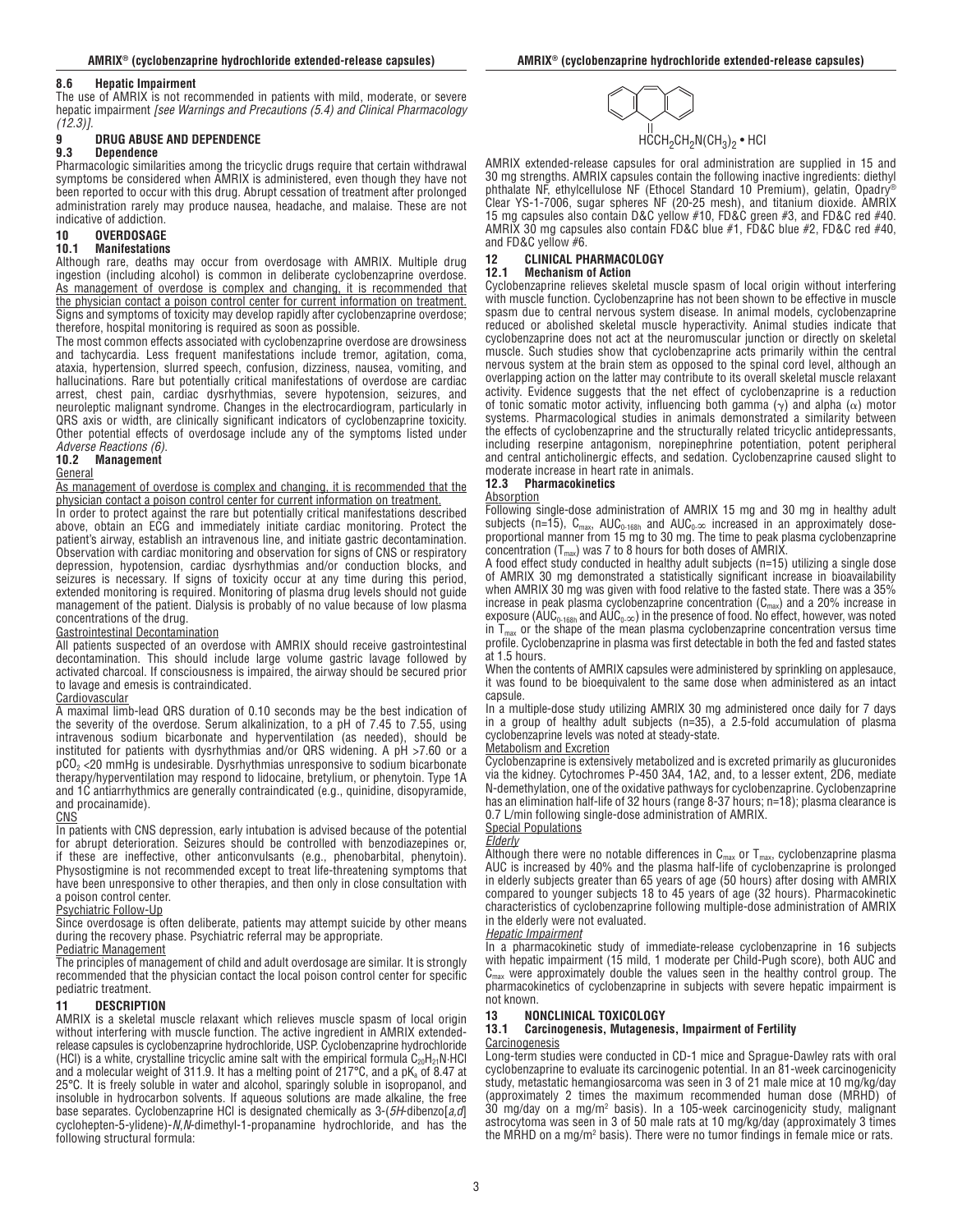### 8.6 Hepatic Impairment

The use of AMRIX is not recommended in patients with mild, moderate, or severe hepatic impairment *[see Warnings and Precautions (5.4) and Clinical Pharmacology (12.3)]*.

## 9 DRUG ABUSE AND DEPENDENCE

### 9.3 Dependence

Pharmacologic similarities among the tricyclic drugs require that certain withdrawal symptoms be considered when AMRIX is administered, even though they have not been reported to occur with this drug. Abrupt cessation of treatment after prolonged administration rarely may produce nausea, headache, and malaise. These are not indicative of addiction.

## 10 OVERDOSAGE

### 10.1 Manifestations

Although rare, deaths may occur from overdosage with AMRIX. Multiple drug ingestion (including alcohol) is common in deliberate cyclobenzaprine overdose. As management of overdose is complex and changing, it is recommended that the physician contact a poison control center for current information on treatment. Signs and symptoms of toxicity may develop rapidly after cyclobenzaprine overdose; therefore, hospital monitoring is required as soon as possible.

The most common effects associated with cyclobenzaprine overdose are drowsiness and tachycardia. Less frequent manifestations include tremor, agitation, coma, ataxia, hypertension, slurred speech, confusion, dizziness, nausea, vomiting, and hallucinations. Rare but potentially critical manifestations of overdose are cardiac arrest, chest pain, cardiac dysrhythmias, severe hypotension, seizures, and neuroleptic malignant syndrome. Changes in the electrocardiogram, particularly in QRS axis or width, are clinically significant indicators of cyclobenzaprine toxicity. Other potential effects of overdosage include any of the symptoms listed under *Adverse Reactions (6)*.

### 10.2 Management

General

As management of overdose is complex and changing, it is recommended that the physician contact a poison control center for current information on treatment.

In order to protect against the rare but potentially critical manifestations described above, obtain an ECG and immediately initiate cardiac monitoring. Protect the patient's airway, establish an intravenous line, and initiate gastric decontamination. Observation with cardiac monitoring and observation for signs of CNS or respiratory depression, hypotension, cardiac dysrhythmias and/or conduction blocks, and seizures is necessary. If signs of toxicity occur at any time during this period, extended monitoring is required. Monitoring of plasma drug levels should not guide management of the patient. Dialysis is probably of no value because of low plasma concentrations of the drug.

Gastrointestinal Decontamination

All patients suspected of an overdose with AMRIX should receive gastrointestinal decontamination. This should include large volume gastric lavage followed by activated charcoal. If consciousness is impaired, the airway should be secured prior to lavage and emesis is contraindicated.

Cardiovascular

A maximal limb-lead QRS duration of 0.10 seconds may be the best indication of the severity of the overdose. Serum alkalinization, to a pH of 7.45 to 7.55, using intravenous sodium bicarbonate and hyperventilation (as needed), should be instituted for patients with dysrhythmias and/or QRS widening. A pH >7.60 or a $pCO_2$ <20 mmHg is undesirable. Dysrhythmias unresponsive to sodium bicarbonate therapy/hyperventilation may respond to lidocaine, bretylium, or phenytoin. Type 1A and 1C antiarrhythmics are generally contraindicated (e.g., quinidine, disopyramide, and procainamide).

CNS

In patients with CNS depression, early intubation is advised because of the potential for abrupt deterioration. Seizures should be controlled with benzodiazepines or, if these are ineffective, other anticonvulsants (e.g., phenobarbital, phenytoin). Physostigmine is not recommended except to treat life-threatening symptoms that have been unresponsive to other therapies, and then only in close consultation with a poison control center.

Psychiatric Follow-Up

Since overdosage is often deliberate, patients may attempt suicide by other means during the recovery phase. Psychiatric referral may be appropriate.

Pediatric Management

The principles of management of child and adult overdosage are similar. It is strongly recommended that the physician contact the local poison control center for specific pediatric treatment.

## 11 DESCRIPTION

AMRIX is a skeletal muscle relaxant which relieves muscle spasm of local origin without interfering with muscle function. The active ingredient in AMRIX extended-release capsules is cyclobenzaprine hydrochloride, USP. Cyclobenzaprine hydrochloride (HCl) is a white, crystalline tricyclic amine salt with the empirical formula $C_{20}H_{21}N{\cdot}HCl$ and a molecular weight of 311.9. It has a melting point of 217°C, and a $pK_a$ of 8.47 at 25°C. It is freely soluble in water and alcohol, sparingly soluble in isopropanol, and insoluble in hydrocarbon solvents. If aqueous solutions are made alkaline, the free base separates. Cyclobenzaprine HCl is designated chemically as 3-(*5H*-dibenzo[*a,d*] cyclohepten-5-ylidene)-*N,N*-dimethyl-1-propanamine hydrochloride, and has the following structural formula:

$HCCH_2CH_2N(CH_3)_2 \cdot HCl$

AMRIX extended-release capsules for oral administration are supplied in 15 and 30 mg strengths. AMRIX capsules contain the following inactive ingredients: diethyl phthalate NF, ethylcellulose NF (Ethocel Standard 10 Premium), gelatin, Opadry® Clear YS-1-7006, sugar spheres NF (20-25 mesh), and titanium dioxide. AMRIX 15 mg capsules also contain D&C yellow #10, FD&C green #3, and FD&C red #40. AMRIX 30 mg capsules also contain FD&C blue #1, FD&C blue #2, FD&C red #40, and FD&C yellow #6.

## 12 CLINICAL PHARMACOLOGY

### 12.1 Mechanism of Action

Cyclobenzaprine relieves skeletal muscle spasm of local origin without interfering with muscle function. Cyclobenzaprine has not been shown to be effective in muscle spasm due to central nervous system disease. In animal models, cyclobenzaprine reduced or abolished skeletal muscle hyperactivity. Animal studies indicate that cyclobenzaprine does not act at the neuromuscular junction or directly on skeletal muscle. Such studies show that cyclobenzaprine acts primarily within the central nervous system at the brain stem as opposed to the spinal cord level, although an overlapping action on the latter may contribute to its overall skeletal muscle relaxant activity. Evidence suggests that the net effect of cyclobenzaprine is a reduction of tonic somatic motor activity, influencing both gamma ($\gamma$) and alpha ($\alpha$) motor systems. Pharmacological studies in animals demonstrated a similarity between the effects of cyclobenzaprine and the structurally related tricyclic antidepressants, including reserpine antagonism, norepinephrine potentiation, potent peripheral and central anticholinergic effects, and sedation. Cyclobenzaprine caused slight to moderate increase in heart rate in animals.

### 12.3 Pharmacokinetics

Absorption

Following single-dose administration of AMRIX 15 mg and 30 mg in healthy adult subjects (n=15), $C_{max}$, $AUC_{0\text{-}168h}$ and $AUC_{0\text{-}\infty}$ increased in an approximately dose-proportional manner from 15 mg to 30 mg. The time to peak plasma cyclobenzaprine concentration ($T_{max}$) was 7 to 8 hours for both doses of AMRIX.

A food effect study conducted in healthy adult subjects (n=15) utilizing a single dose of AMRIX 30 mg demonstrated a statistically significant increase in bioavailability when AMRIX 30 mg was given with food relative to the fasted state. There was a 35% increase in peak plasma cyclobenzaprine concentration ($C_{max}$) and a 20% increase in exposure ($AUC_{0\text{-}168h}$ and $AUC_{0\text{-}\infty}$) in the presence of food. No effect, however, was noted in $T_{max}$ or the shape of the mean plasma cyclobenzaprine concentration versus time profile. Cyclobenzaprine in plasma was first detectable in both the fed and fasted states at 1.5 hours.

When the contents of AMRIX capsules were administered by sprinkling on applesauce, it was found to be bioequivalent to the same dose when administered as an intact capsule.

In a multiple-dose study utilizing AMRIX 30 mg administered once daily for 7 days in a group of healthy adult subjects (n=35), a 2.5-fold accumulation of plasma cyclobenzaprine levels was noted at steady-state.

Metabolism and Excretion

Cyclobenzaprine is extensively metabolized and is excreted primarily as glucuronides via the kidney. Cytochromes P-450 3A4, 1A2, and, to a lesser extent, 2D6, mediate N-demethylation, one of the oxidative pathways for cyclobenzaprine. Cyclobenzaprine has an elimination half-life of 32 hours (range 8-37 hours; n=18); plasma clearance is 0.7 L/min following single-dose administration of AMRIX.

Special Populations

*Elderly*

Although there were no notable differences in $C_{max}$ or $T_{max}$, cyclobenzaprine plasma AUC is increased by 40% and the plasma half-life of cyclobenzaprine is prolonged in elderly subjects greater than 65 years of age (50 hours) after dosing with AMRIX compared to younger subjects 18 to 45 years of age (32 hours). Pharmacokinetic characteristics of cyclobenzaprine following multiple-dose administration of AMRIX in the elderly were not evaluated.

*Hepatic Impairment*

In a pharmacokinetic study of immediate-release cyclobenzaprine in 16 subjects with hepatic impairment (15 mild, 1 moderate per Child-Pugh score), both AUC and $C_{max}$ were approximately double the values seen in the healthy control group. The pharmacokinetics of cyclobenzaprine in subjects with severe hepatic impairment is not known.

## 13 NONCLINICAL TOXICOLOGY

### 13.1 Carcinogenesis, Mutagenesis, Impairment of Fertility

Carcinogenesis

Long-term studies were conducted in CD-1 mice and Sprague-Dawley rats with oral cyclobenzaprine to evaluate its carcinogenic potential. In an 81-week carcinogenicity study, metastatic hemangiosarcoma was seen in 3 of 21 male mice at 10 mg/kg/day (approximately 2 times the maximum recommended human dose (MRHD) of 30 mg/day on a mg/m² basis). In a 105-week carcinogenicity study, malignant astrocytoma was seen in 3 of 50 male rats at 10 mg/kg/day (approximately 3 times the MRHD on a mg/m² basis). There were no tumor findings in female mice or rats.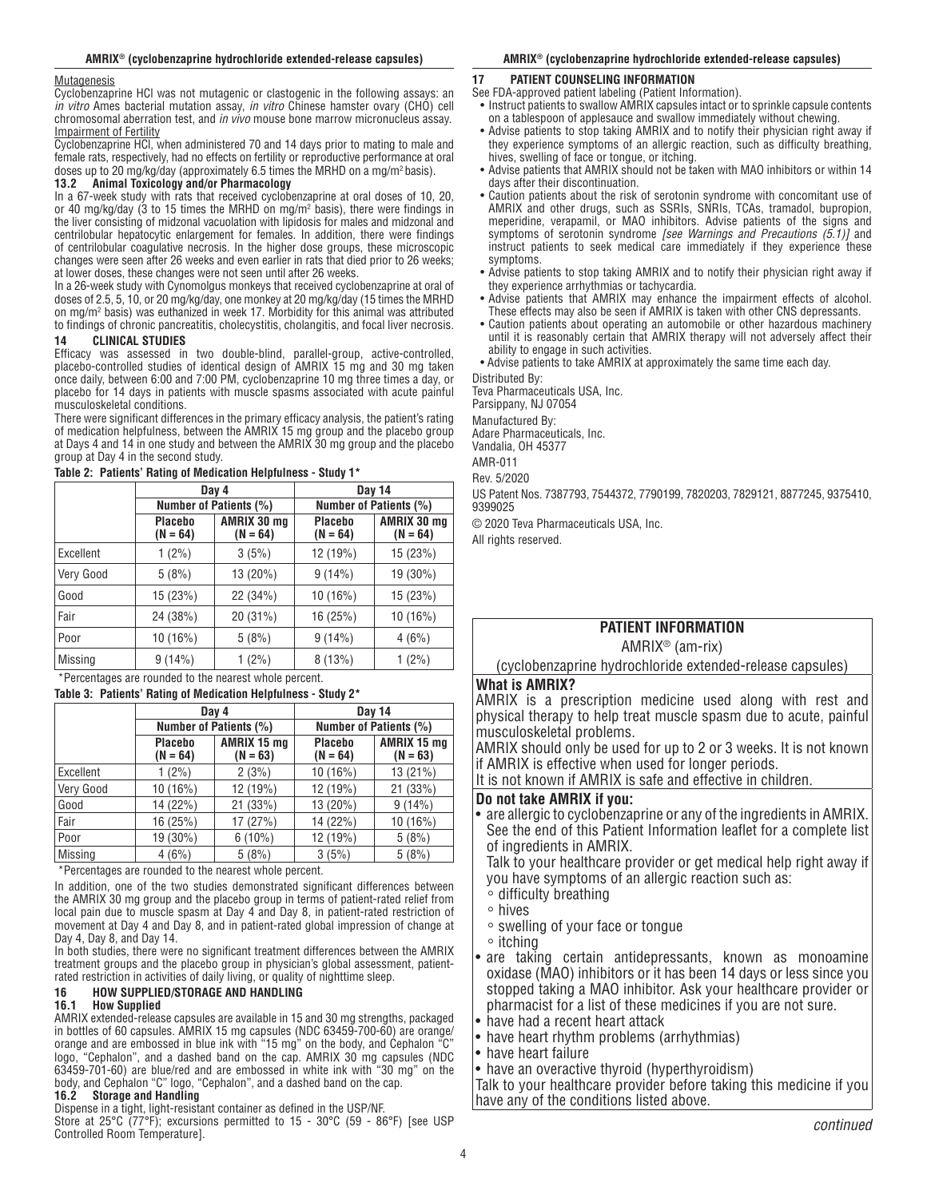Mutagenesis

Cyclobenzaprine HCl was not mutagenic or clastogenic in the following assays: an *in vitro* Ames bacterial mutation assay, *in vitro* Chinese hamster ovary (CHO) cell chromosomal aberration test, and *in vivo* mouse bone marrow micronucleus assay.

Impairment of Fertility

Cyclobenzaprine HCl, when administered 70 and 14 days prior to mating to male and female rats, respectively, had no effects on fertility or reproductive performance at oral doses up to 20 mg/kg/day (approximately 6.5 times the MRHD on a mg/m$^2$ basis).

### 13.2 Animal Toxicology and/or Pharmacology

In a 67-week study with rats that received cyclobenzaprine at oral doses of 10, 20, or 40 mg/kg/day (3 to 15 times the MRHD on mg/m$^2$ basis), there were findings in the liver consisting of midzonal vacuolation with lipidosis for males and midzonal and centrilobular hepatocytic enlargement for females. In addition, there were findings of centrilobular coagulative necrosis. In the higher dose groups, these microscopic changes were seen after 26 weeks and even earlier in rats that died prior to 26 weeks; at lower doses, these changes were not seen until after 26 weeks.

In a 26-week study with Cynomolgus monkeys that received cyclobenzaprine at oral of doses of 2.5, 5, 10, or 20 mg/kg/day, one monkey at 20 mg/kg/day (15 times the MRHD on mg/m$^2$ basis) was euthanized in week 17. Morbidity for this animal was attributed to findings of chronic pancreatitis, cholecystitis, cholangitis, and focal liver necrosis.

## 14 CLINICAL STUDIES

Efficacy was assessed in two double-blind, parallel-group, active-controlled, placebo-controlled studies of identical design of AMRIX 15 mg and 30 mg taken once daily, between 6:00 and 7:00 PM, cyclobenzaprine 10 mg three times a day, or placebo for 14 days in patients with muscle spasms associated with acute painful musculoskeletal conditions.

There were significant differences in the primary efficacy analysis, the patient's rating of medication helpfulness, between the AMRIX 15 mg group and the placebo group at Days 4 and 14 in one study and between the AMRIX 30 mg group and the placebo group at Day 4 in the second study.

**Table 2: Patients' Rating of Medication Helpfulness - Study 1***

| | Day 4 | | Day 14 | |
|---|---|---|---|---|
| | Number of Patients (%) | | Number of Patients (%) | |
| | Placebo (N = 64) | AMRIX 30 mg (N = 64) | Placebo (N = 64) | AMRIX 30 mg (N = 64) |
| Excellent | 1 (2%) | 3 (5%) | 12 (19%) | 15 (23%) |
| Very Good | 5 (8%) | 13 (20%) | 9 (14%) | 19 (30%) |
| Good | 15 (23%) | 22 (34%) | 10 (16%) | 15 (23%) |
| Fair | 24 (38%) | 20 (31%) | 16 (25%) | 10 (16%) |
| Poor | 10 (16%) | 5 (8%) | 9 (14%) | 4 (6%) |
| Missing | 9 (14%) | 1 (2%) | 8 (13%) | 1 (2%) |

*Percentages are rounded to the nearest whole percent.

**Table 3: Patients' Rating of Medication Helpfulness - Study 2***

| | Day 4 | | Day 14 | |
|---|---|---|---|---|
| | Number of Patients (%) | | Number of Patients (%) | |
| | Placebo (N = 64) | AMRIX 15 mg (N = 63) | Placebo (N = 64) | AMRIX 15 mg (N = 63) |
| Excellent | 1 (2%) | 2 (3%) | 10 (16%) | 13 (21%) |
| Very Good | 10 (16%) | 12 (19%) | 12 (19%) | 21 (33%) |
| Good | 14 (22%) | 21 (33%) | 13 (20%) | 9 (14%) |
| Fair | 16 (25%) | 17 (27%) | 14 (22%) | 10 (16%) |
| Poor | 19 (30%) | 6 (10%) | 12 (19%) | 5 (8%) |
| Missing | 4 (6%) | 5 (8%) | 3 (5%) | 5 (8%) |

*Percentages are rounded to the nearest whole percent.

In addition, one of the two studies demonstrated significant differences between the AMRIX 30 mg group and the placebo group in terms of patient-rated relief from local pain due to muscle spasm at Day 4 and Day 8, in patient-rated restriction of movement at Day 4 and Day 8, and in patient-rated global impression of change at Day 4, Day 8, and Day 14.

In both studies, there were no significant treatment differences between the AMRIX treatment groups and the placebo group in physician's global assessment, patient-rated restriction in activities of daily living, or quality of nighttime sleep.

## 16 HOW SUPPLIED/STORAGE AND HANDLING

### 16.1 How Supplied

AMRIX extended-release capsules are available in 15 and 30 mg strengths, packaged in bottles of 60 capsules. AMRIX 15 mg capsules (NDC 63459-700-60) are orange/orange and are embossed in blue ink with "15 mg" on the body, and Cephalon "C" logo, "Cephalon", and a dashed band on the cap. AMRIX 30 mg capsules (NDC 63459-701-60) are blue/red and are embossed in white ink with "30 mg" on the body, and Cephalon "C" logo, "Cephalon", and a dashed band on the cap.

### 16.2 Storage and Handling

Dispense in a tight, light-resistant container as defined in the USP/NF.

Store at 25°C (77°F); excursions permitted to 15 - 30°C (59 - 86°F) [see USP Controlled Room Temperature].

## 17 PATIENT COUNSELING INFORMATION

See FDA-approved patient labeling (Patient Information).

- Instruct patients to swallow AMRIX capsules intact or to sprinkle capsule contents on a tablespoon of applesauce and swallow immediately without chewing.
- Advise patients to stop taking AMRIX and to notify their physician right away if they experience symptoms of an allergic reaction, such as difficulty breathing, hives, swelling of face or tongue, or itching.
- Advise patients that AMRIX should not be taken with MAO inhibitors or within 14 days after their discontinuation.
- Caution patients about the risk of serotonin syndrome with concomitant use of AMRIX and other drugs, such as SSRIs, SNRIs, TCAs, tramadol, bupropion, meperidine, verapamil, or MAO inhibitors. Advise patients of the signs and symptoms of serotonin syndrome *[see Warnings and Precautions (5.1)]* and instruct patients to seek medical care immediately if they experience these symptoms.
- Advise patients to stop taking AMRIX and to notify their physician right away if they experience arrhythmias or tachycardia.
- Advise patients that AMRIX may enhance the impairment effects of alcohol. These effects may also be seen if AMRIX is taken with other CNS depressants.
- Caution patients about operating an automobile or other hazardous machinery until it is reasonably certain that AMRIX therapy will not adversely affect their ability to engage in such activities.
- Advise patients to take AMRIX at approximately the same time each day.

Distributed By:
Teva Pharmaceuticals USA, Inc.
Parsippany, NJ 07054

Manufactured By:
Adare Pharmaceuticals, Inc.
Vandalia, OH 45377

AMR-011

Rev. 5/2020

US Patent Nos. 7387793, 7544372, 7790199, 7820203, 7829121, 8877245, 9375410, 9399025

© 2020 Teva Pharmaceuticals USA, Inc.

All rights reserved.

## PATIENT INFORMATION

AMRIX® (am-rix)

(cyclobenzaprine hydrochloride extended-release capsules)

**What is AMRIX?**

AMRIX is a prescription medicine used along with rest and physical therapy to help treat muscle spasm due to acute, painful musculoskeletal problems.

AMRIX should only be used for up to 2 or 3 weeks. It is not known if AMRIX is effective when used for longer periods.

It is not known if AMRIX is safe and effective in children.

**Do not take AMRIX if you:**

- are allergic to cyclobenzaprine or any of the ingredients in AMRIX. See the end of this Patient Information leaflet for a complete list of ingredients in AMRIX.

  Talk to your healthcare provider or get medical help right away if you have symptoms of an allergic reaction such as:
  - difficulty breathing
  - hives
  - swelling of your face or tongue
  - itching
- are taking certain antidepressants, known as monoamine oxidase (MAO) inhibitors or it has been 14 days or less since you stopped taking a MAO inhibitor. Ask your healthcare provider or pharmacist for a list of these medicines if you are not sure.
- have had a recent heart attack
- have heart rhythm problems (arrhythmias)
- have heart failure
- have an overactive thyroid (hyperthyroidism)

Talk to your healthcare provider before taking this medicine if you have any of the conditions listed above.

*continued*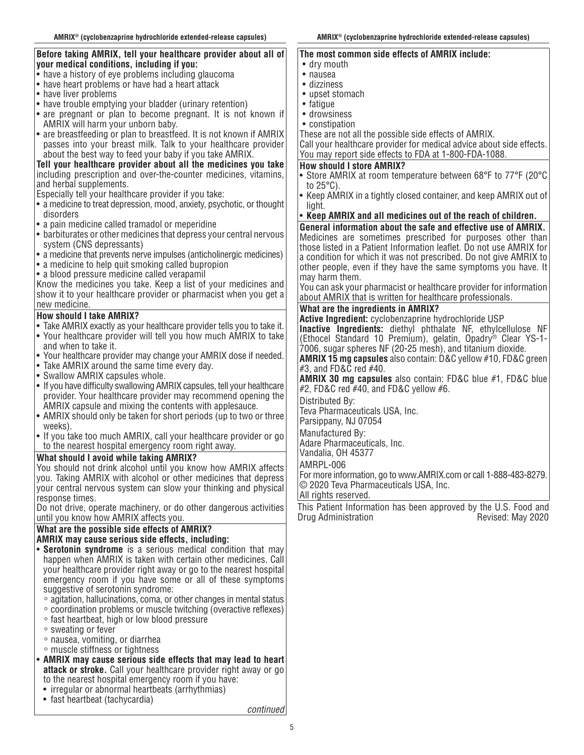**Before taking AMRIX, tell your healthcare provider about all of your medical conditions, including if you:**

- have a history of eye problems including glaucoma
- have heart problems or have had a heart attack
- have liver problems
- have trouble emptying your bladder (urinary retention)
- are pregnant or plan to become pregnant. It is not known if AMRIX will harm your unborn baby.
- are breastfeeding or plan to breastfeed. It is not known if AMRIX passes into your breast milk. Talk to your healthcare provider about the best way to feed your baby if you take AMRIX.

**Tell your healthcare provider about all the medicines you take** including prescription and over-the-counter medicines, vitamins, and herbal supplements.

Especially tell your healthcare provider if you take:

- a medicine to treat depression, mood, anxiety, psychotic, or thought disorders
- a pain medicine called tramadol or meperidine
- barbiturates or other medicines that depress your central nervous system (CNS depressants)
- a medicine that prevents nerve impulses (anticholinergic medicines)
- a medicine to help quit smoking called bupropion
- a blood pressure medicine called verapamil

Know the medicines you take. Keep a list of your medicines and show it to your healthcare provider or pharmacist when you get a new medicine.

**How should I take AMRIX?**

- Take AMRIX exactly as your healthcare provider tells you to take it.
- Your healthcare provider will tell you how much AMRIX to take and when to take it.
- Your healthcare provider may change your AMRIX dose if needed.
- Take AMRIX around the same time every day.
- Swallow AMRIX capsules whole.
- If you have difficulty swallowing AMRIX capsules, tell your healthcare provider. Your healthcare provider may recommend opening the AMRIX capsule and mixing the contents with applesauce.
- AMRIX should only be taken for short periods (up to two or three weeks).
- If you take too much AMRIX, call your healthcare provider or go to the nearest hospital emergency room right away.

**What should I avoid while taking AMRIX?**

You should not drink alcohol until you know how AMRIX affects you. Taking AMRIX with alcohol or other medicines that depress your central nervous system can slow your thinking and physical response times.

Do not drive, operate machinery, or do other dangerous activities until you know how AMRIX affects you.

**What are the possible side effects of AMRIX?**

**AMRIX may cause serious side effects, including:**

- **Serotonin syndrome** is a serious medical condition that may happen when AMRIX is taken with certain other medicines. Call your healthcare provider right away or go to the nearest hospital emergency room if you have some or all of these symptoms suggestive of serotonin syndrome:
  - agitation, hallucinations, coma, or other changes in mental status
  - coordination problems or muscle twitching (overactive reflexes)
  - fast heartbeat, high or low blood pressure
  - sweating or fever
  - nausea, vomiting, or diarrhea
  - muscle stiffness or tightness
- **AMRIX may cause serious side effects that may lead to heart attack or stroke.** Call your healthcare provider right away or go to the nearest hospital emergency room if you have:
  - irregular or abnormal heartbeats (arrhythmias)
  - fast heartbeat (tachycardia)

*continued*

**The most common side effects of AMRIX include:**

- dry mouth
- nausea
- dizziness
- upset stomach
- fatigue
- drowsiness
- constipation

These are not all the possible side effects of AMRIX.

Call your healthcare provider for medical advice about side effects. You may report side effects to FDA at 1-800-FDA-1088.

**How should I store AMRIX?**

- Store AMRIX at room temperature between 68°F to 77°F (20°C to 25°C).
- Keep AMRIX in a tightly closed container, and keep AMRIX out of light.
- **Keep AMRIX and all medicines out of the reach of children.**

**General information about the safe and effective use of AMRIX.**

Medicines are sometimes prescribed for purposes other than those listed in a Patient Information leaflet. Do not use AMRIX for a condition for which it was not prescribed. Do not give AMRIX to other people, even if they have the same symptoms you have. It may harm them.

You can ask your pharmacist or healthcare provider for information about AMRIX that is written for healthcare professionals.

**What are the ingredients in AMRIX?**

**Active Ingredient:** cyclobenzaprine hydrochloride USP

**Inactive Ingredients:** diethyl phthalate NF, ethylcellulose NF (Ethocel Standard 10 Premium), gelatin, Opadry® Clear YS-1-7006, sugar spheres NF (20-25 mesh), and titanium dioxide.

**AMRIX 15 mg capsules** also contain: D&C yellow #10, FD&C green #3, and FD&C red #40.

**AMRIX 30 mg capsules** also contain: FD&C blue #1, FD&C blue #2, FD&C red #40, and FD&C yellow #6.

Distributed By:
Teva Pharmaceuticals USA, Inc.
Parsippany, NJ 07054

Manufactured By:
Adare Pharmaceuticals, Inc.
Vandalia, OH 45377

AMRPL-006

For more information, go to www.AMRIX.com or call 1-888-483-8279.

© 2020 Teva Pharmaceuticals USA, Inc.
All rights reserved.

This Patient Information has been approved by the U.S. Food and Drug Administration Revised: May 2020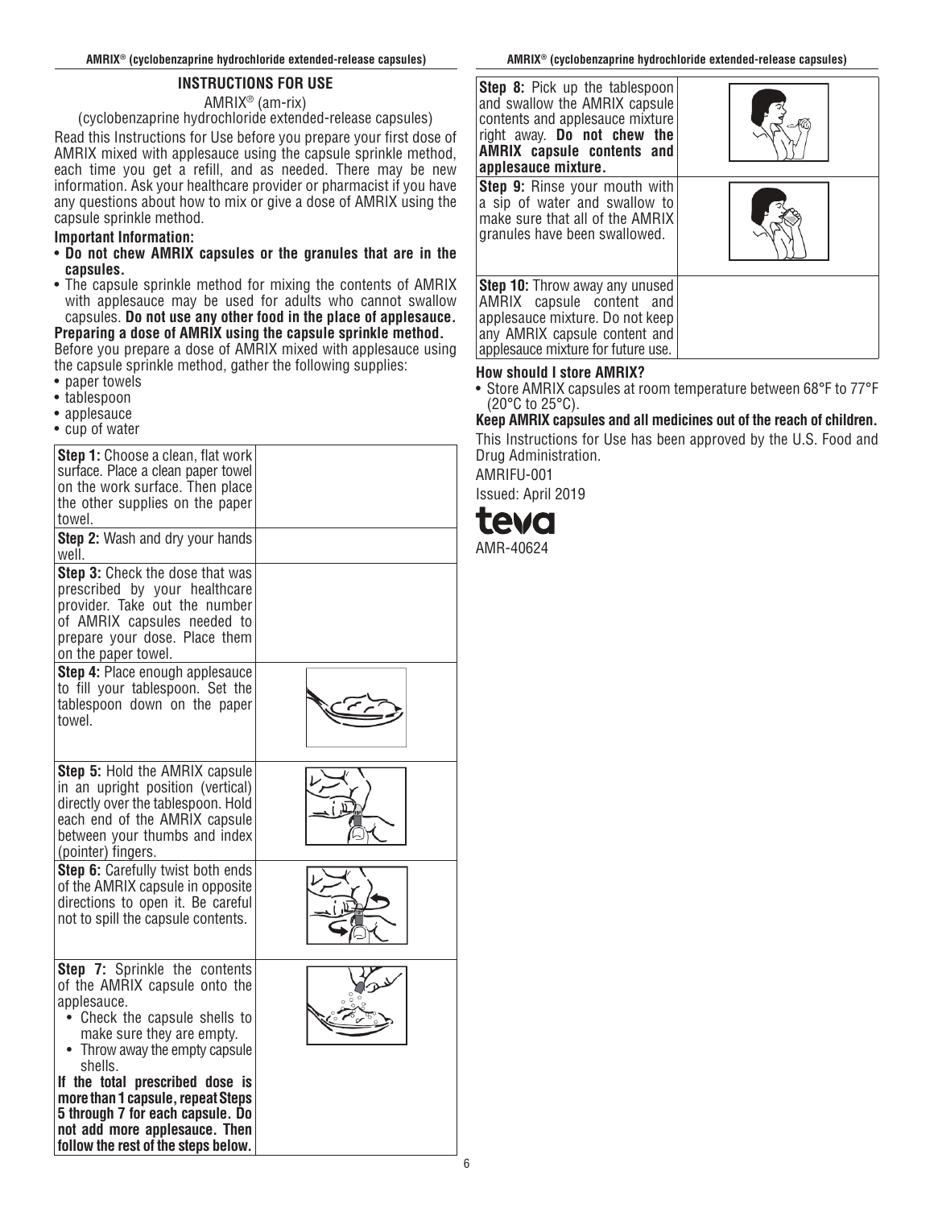## INSTRUCTIONS FOR USE

AMRIX® (am-rix)

(cyclobenzaprine hydrochloride extended-release capsules)

Read this Instructions for Use before you prepare your first dose of AMRIX mixed with applesauce using the capsule sprinkle method, each time you get a refill, and as needed. There may be new information. Ask your healthcare provider or pharmacist if you have any questions about how to mix or give a dose of AMRIX using the capsule sprinkle method.

**Important Information:**

- **Do not chew AMRIX capsules or the granules that are in the capsules.**
- The capsule sprinkle method for mixing the contents of AMRIX with applesauce may be used for adults who cannot swallow capsules. **Do not use any other food in the place of applesauce.**

**Preparing a dose of AMRIX using the capsule sprinkle method.**

Before you prepare a dose of AMRIX mixed with applesauce using the capsule sprinkle method, gather the following supplies:

- paper towels
- tablespoon
- applesauce
- cup of water

| | |
|---|---|
| **Step 1:** Choose a clean, flat work surface. Place a clean paper towel on the work surface. Then place the other supplies on the paper towel. | |
| **Step 2:** Wash and dry your hands well. | |
| **Step 3:** Check the dose that was prescribed by your healthcare provider. Take out the number of AMRIX capsules needed to prepare your dose. Place them on the paper towel. | |
| **Step 4:** Place enough applesauce to fill your tablespoon. Set the tablespoon down on the paper towel. | |
| **Step 5:** Hold the AMRIX capsule in an upright position (vertical) directly over the tablespoon. Hold each end of the AMRIX capsule between your thumbs and index (pointer) fingers. | |
| **Step 6:** Carefully twist both ends of the AMRIX capsule in opposite directions to open it. Be careful not to spill the capsule contents. | |
| **Step 7:** Sprinkle the contents of the AMRIX capsule onto the applesauce. <br>• Check the capsule shells to make sure they are empty. <br>• Throw away the empty capsule shells. <br>**If the total prescribed dose is more than 1 capsule, repeat Steps 5 through 7 for each capsule. Do not add more applesauce. Then follow the rest of the steps below.** | |
| **Step 8:** Pick up the tablespoon and swallow the AMRIX capsule contents and applesauce mixture right away. **Do not chew the AMRIX capsule contents and applesauce mixture.** | |
| **Step 9:** Rinse your mouth with a sip of water and swallow to make sure that all of the AMRIX granules have been swallowed. | |
| **Step 10:** Throw away any unused AMRIX capsule content and applesauce mixture. Do not keep any AMRIX capsule content and applesauce mixture for future use. | |

**How should I store AMRIX?**

- Store AMRIX capsules at room temperature between 68°F to 77°F (20°C to 25°C).

**Keep AMRIX capsules and all medicines out of the reach of children.**

This Instructions for Use has been approved by the U.S. Food and Drug Administration.

AMRIFU-001

Issued: April 2019

teva

AMR-40624